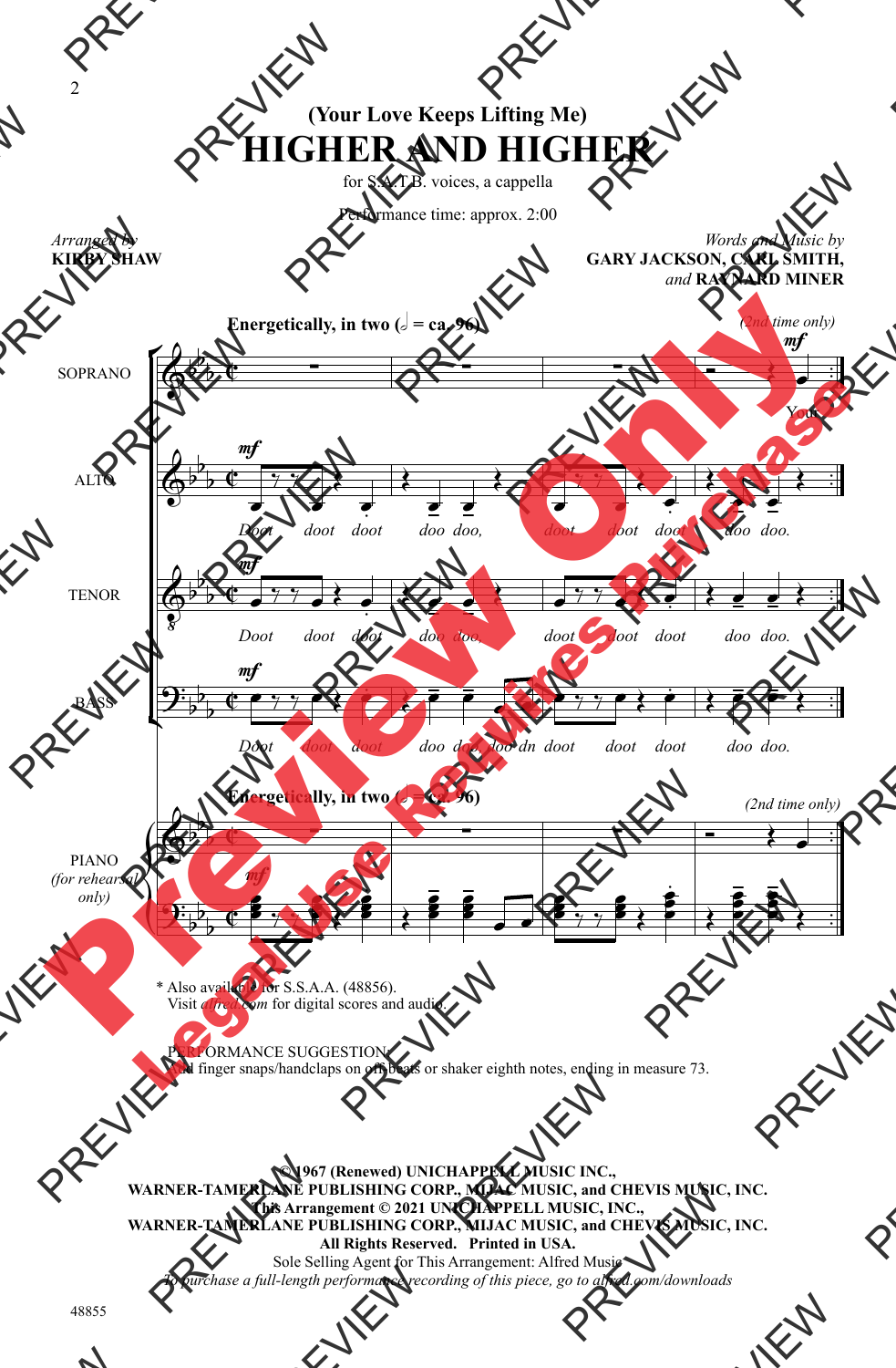## (Your Love Keeps Lifting Me)

# HIGHER AND HIGHER

for S.A.T.B. voices, a cappella

Performance time: approx. 2:00

*Arranged by*
**KIRBY SHAW**

*Words and Music by*
**GARY JACKSON, CARL SMITH,**
*and* **RAYNARD MINER**

**Energetically, in two (𝅗𝅥 = ca. 96)**

(2nd time only)

SOPRANO: You

ALTO: Doot doot doot doo doo, doot doot doot doo doo.

TENOR: Doot doot doot doo doo, doot doot doot doo doo.

BASS: Doot doot doot doo doo, doo dn doot doot doot doo doo.

PIANO (for rehearsal only)

\* Also available for S.S.A.A. (48856).
Visit *alfred.com* for digital scores and audio.

PERFORMANCE SUGGESTION:
Add finger snaps/handclaps on offbeats or shaker eighth notes, ending in measure 73.

**© 1967 (Renewed) UNICHAPPELL MUSIC INC., WARNER-TAMERLANE PUBLISHING CORP., MIJAC MUSIC, and CHEVIS MUSIC, INC.**
**This Arrangement © 2021 UNICHAPPELL MUSIC, INC., WARNER-TAMERLANE PUBLISHING CORP., MIJAC MUSIC, and CHEVIS MUSIC, INC.**
**All Rights Reserved. Printed in USA.**
Sole Selling Agent for This Arrangement: Alfred Music
*To purchase a full-length performance recording of this piece, go to alfred.com/downloads*

48855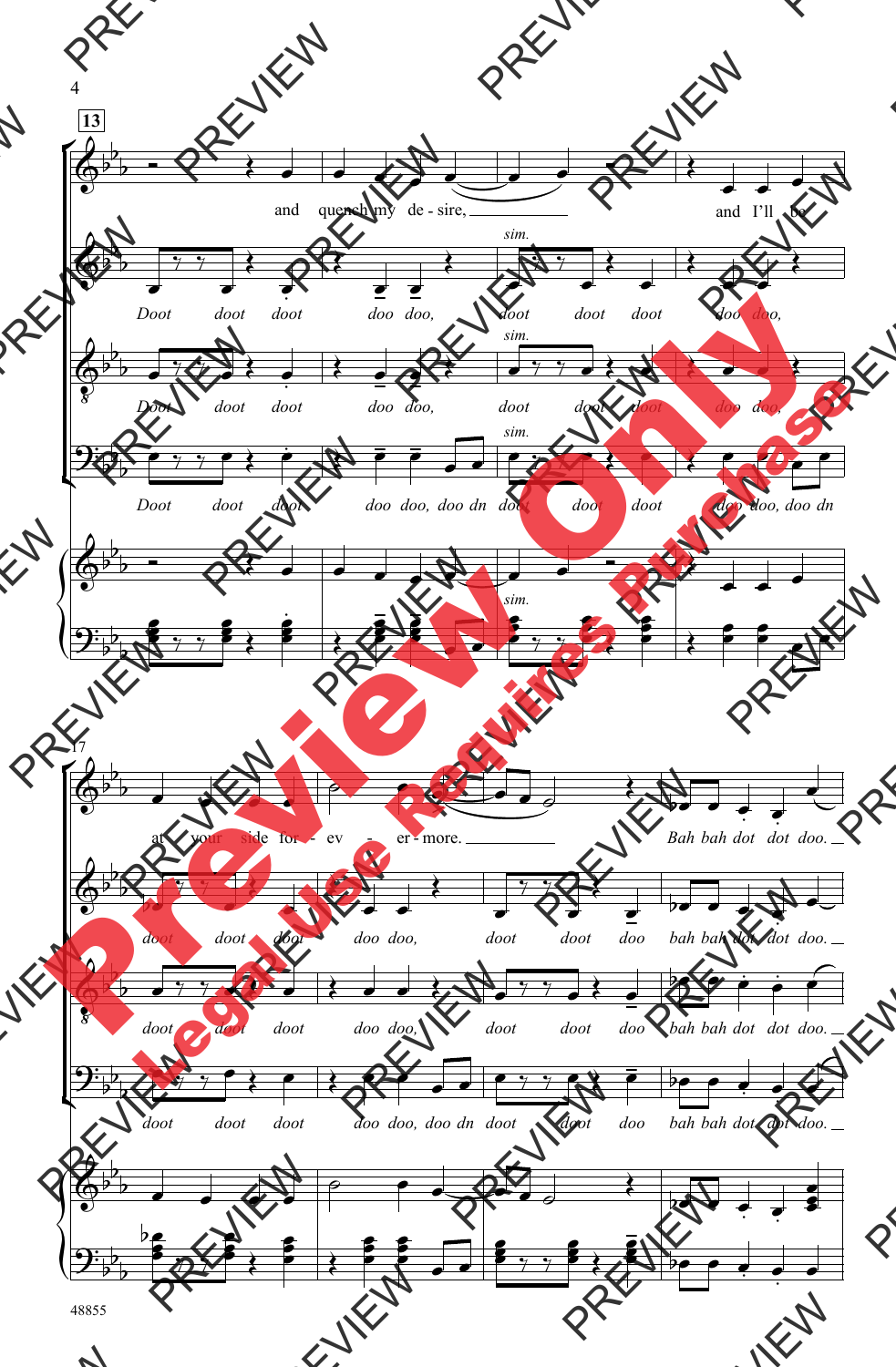**13**

and quench my de - sire, ___ and I'll be

*Doot doot doot doo doo, doot doot doot doo doo,* (*sim.*)

*Doot doot doot doo doo, doot doot doot doo doo,* (*sim.*)

*Doot doot doot doo doo, doo dn doot doot doot doo doo, doo dn* (*sim.*)

17

at your side for - ev - er - more. ___ *Bah bah dot dot doo.* ___

*doot doot doot doo doo, doot doot doo bah bah dot dot doo.* ___

*doot doot doot doo doo, doot doot doo bah bah dot dot doo.* ___

*doot doot doot doo doo, doo dn doot doot doo bah bah dot dot doo.* ___

48855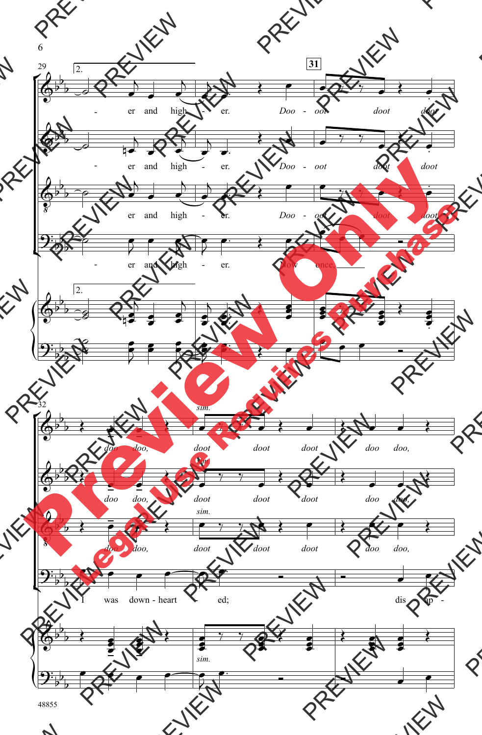29 | 2. | 31

- er and high - er. *Doo - oot doot doot*

- er and high - er. *Doo - oot doot doot*

- er and high - er. *Doo - oot doot doot*

- er and high - er. Now once,

32

*sim.*

*doo doo, doot doot doot doo doo,*

*doo doo, doot doot doot doo doo,*

*doo doo, doot doot doot doo doo,*

I was down - heart - ed; dis - ap -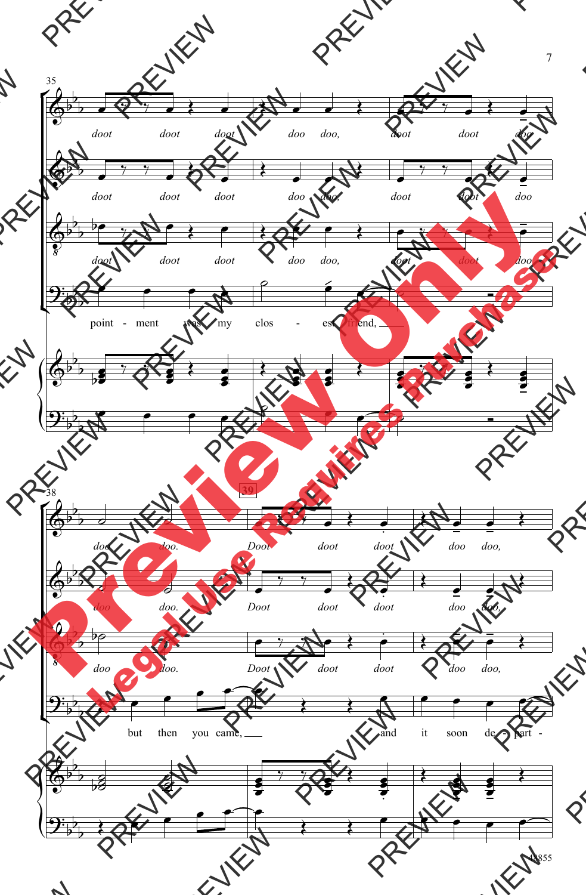35

doot doot doot doo doo, doot doot doo

doot doot doot doo doo, doot doot doo

doot doot doot doo doo, doot doot doo

point - ment was my clos - est friend,

38

39

doo doo. Doot doot doot doo doo,

doo doo. Doot doot doot doo doo,

doo doo. Doot doot doot doo doo,

but then you came, and it soon de - part -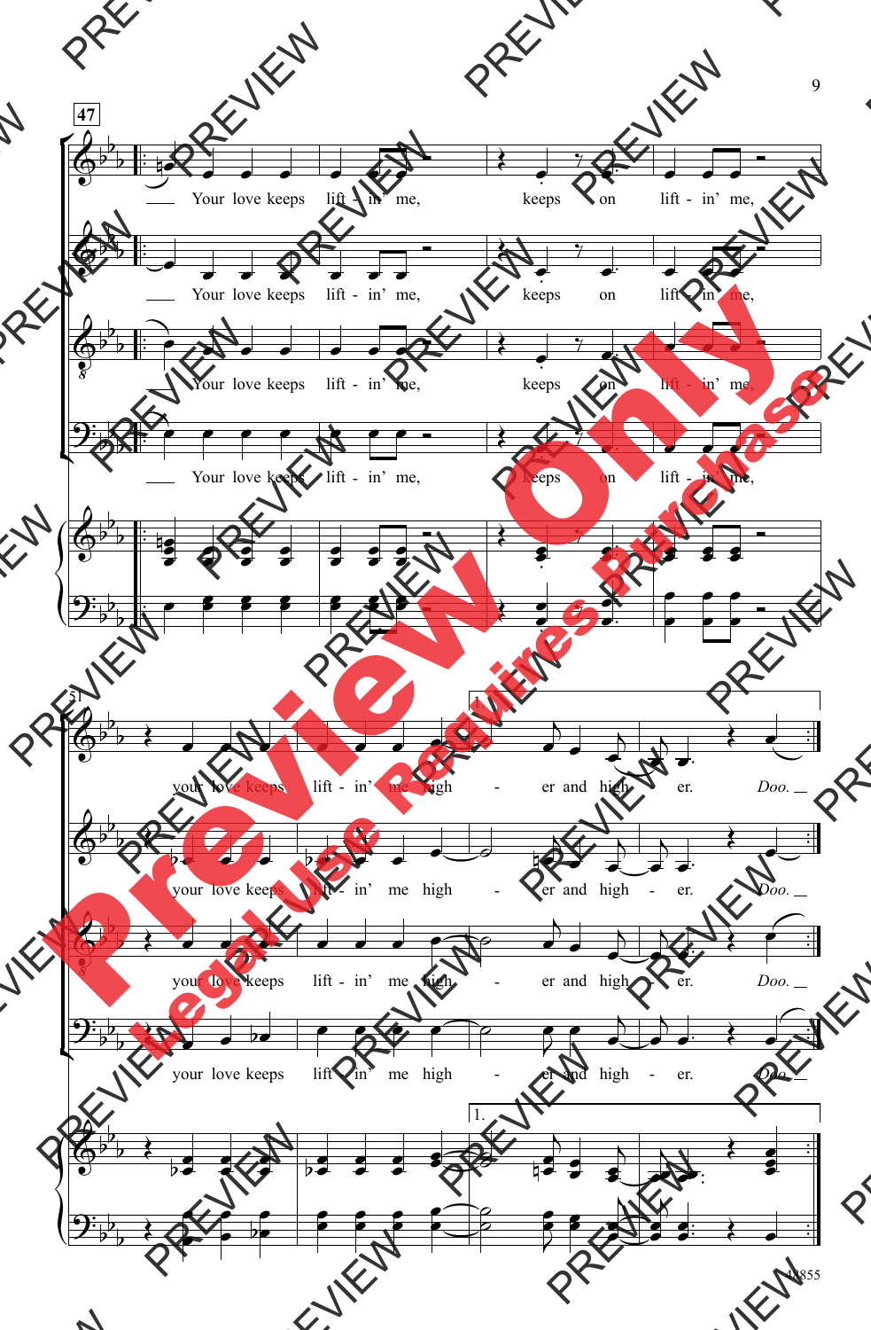47

Your love keeps lift - in' me, keeps on lift - in' me,

51

your love keeps lift - in' me high - er and high - er. *Doo.*

1.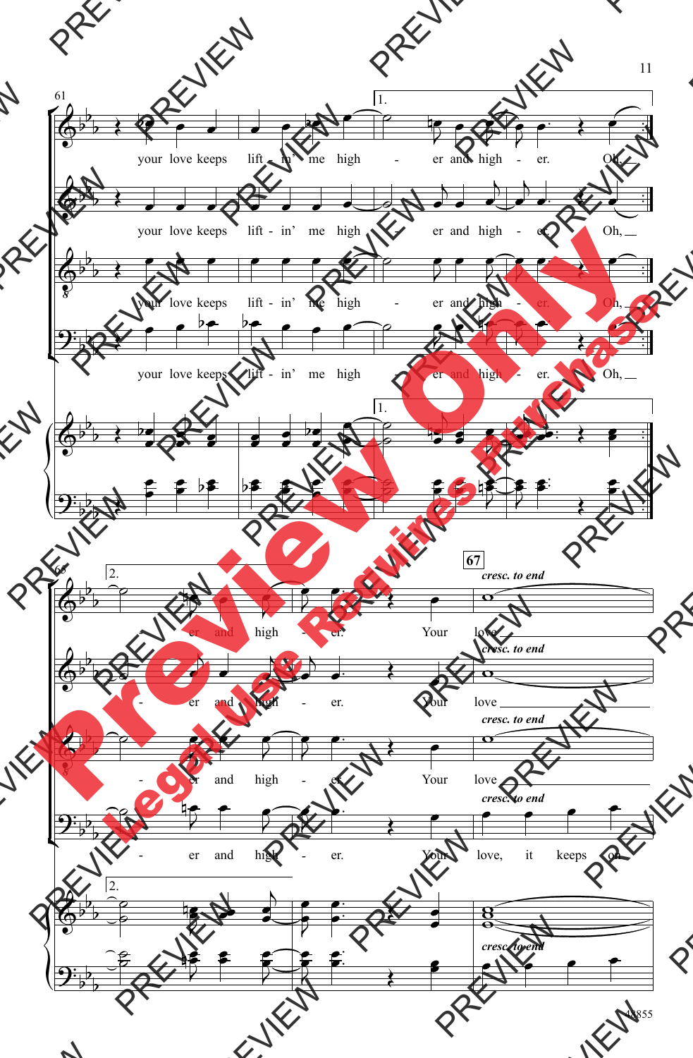61

1.

your love keeps lift - in' me high - er and high - er. Oh,

your love keeps lift - in' me high - er and high - er. Oh,

your love keeps lift - in' me high - er and high - er. Oh,

your love keeps lift - in' me high - er and high - er. Oh,

1.

63

2.

67

*cresc. to end*

- er and high - er. Your love

*cresc. to end*

- er and high - er. Your love

*cresc. to end*

- er and high - er. Your love

*cresc. to end*

- er and high - er. Your love, it keeps on

2.

*cresc. to end*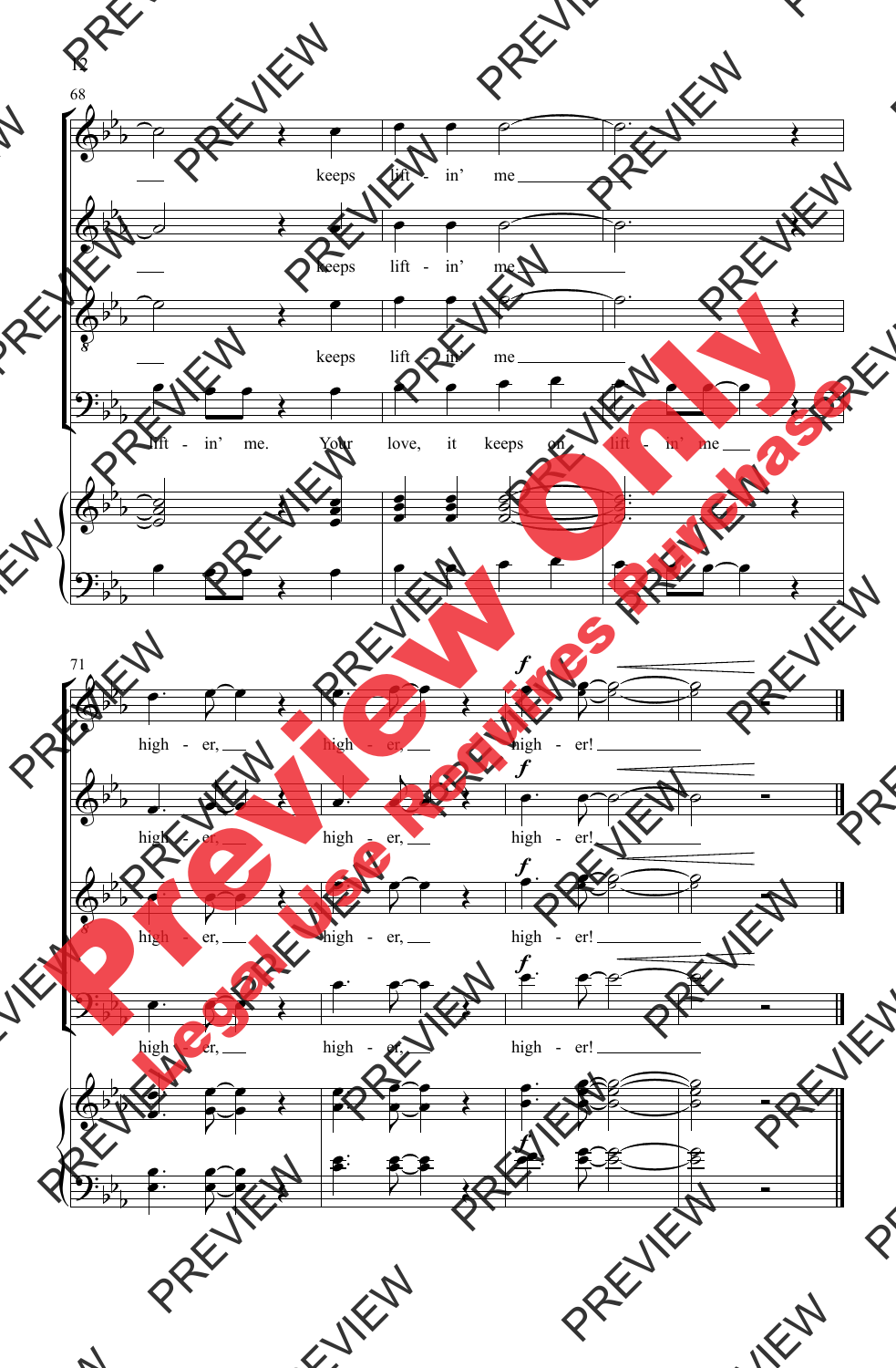keeps lift - in' me

keeps lift - in' me

keeps lift - in' me

lift - in' me. Your love, it keeps on lift - in' me

high - er, high - er, *f* high - er!

high - er, high - er, *f* high - er!

high - er, high - er, *f* high - er!

high - er, high - er, *f* high - er!